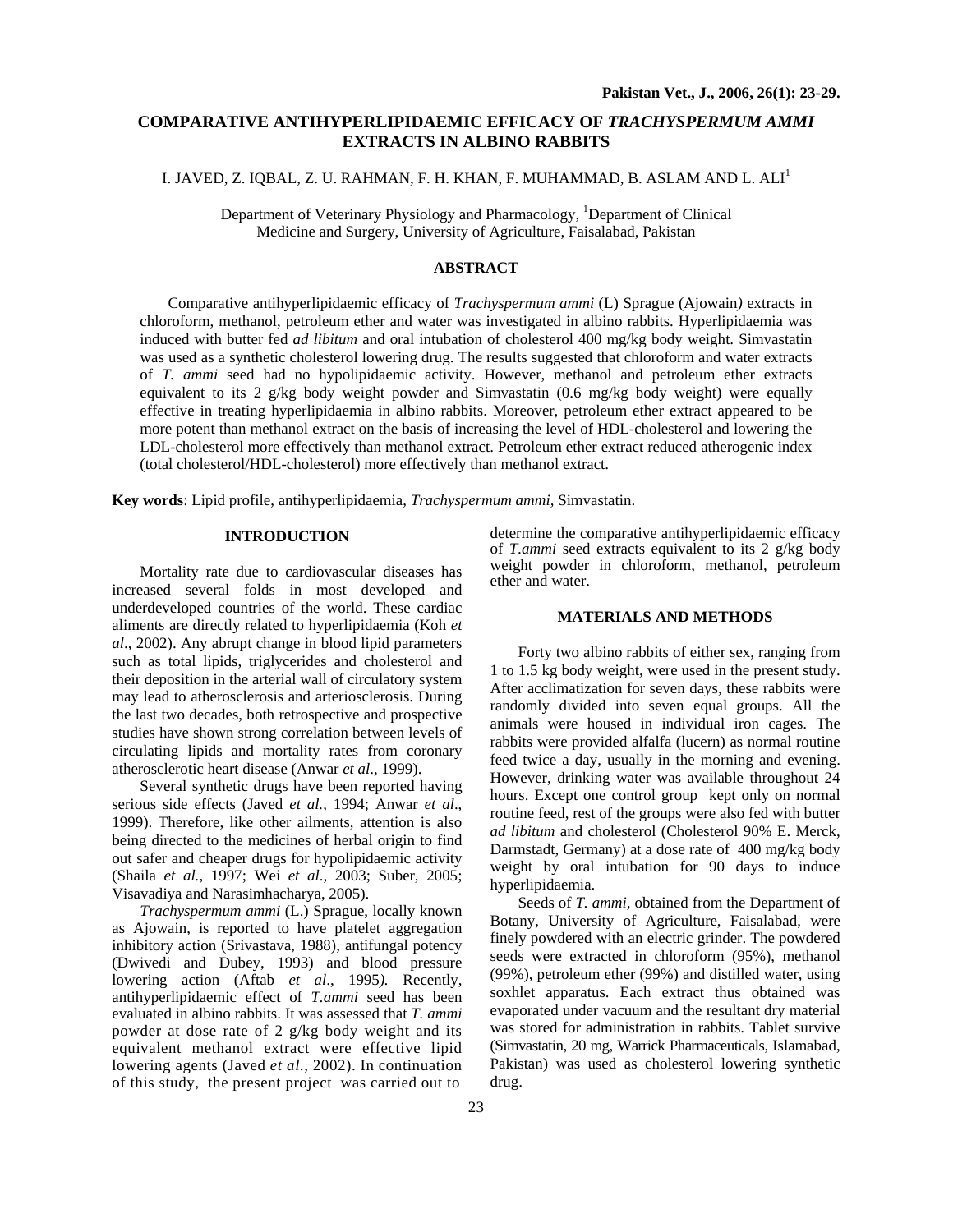# COMPARATIVE ANTIHYPERLIPIDAEMIC EFFICACY OF *TRACHYSPERMUM AMMI* EXTRACTS IN ALBINO RABBITS

I. JAVED, Z. IQBAL, Z. U. RAHMAN, F. H. KHAN, F. MUHAMMAD, B. ASLAM AND L. ALI[1]

Department of Veterinary Physiology and Pharmacology, [1]Department of Clinical Medicine and Surgery, University of Agriculture, Faisalabad, Pakistan

## ABSTRACT

Comparative antihyperlipidaemic efficacy of *Trachyspermum ammi* (L) Sprague (Ajowain*)* extracts in chloroform, methanol, petroleum ether and water was investigated in albino rabbits. Hyperlipidaemia was induced with butter fed *ad libitum* and oral intubation of cholesterol 400 mg/kg body weight. Simvastatin was used as a synthetic cholesterol lowering drug. The results suggested that chloroform and water extracts of *T. ammi* seed had no hypolipidaemic activity. However, methanol and petroleum ether extracts equivalent to its 2 g/kg body weight powder and Simvastatin (0.6 mg/kg body weight) were equally effective in treating hyperlipidaemia in albino rabbits. Moreover, petroleum ether extract appeared to be more potent than methanol extract on the basis of increasing the level of HDL-cholesterol and lowering the LDL-cholesterol more effectively than methanol extract. Petroleum ether extract reduced atherogenic index (total cholesterol/HDL-cholesterol) more effectively than methanol extract.

**Key words**: Lipid profile, antihyperlipidaemia, *Trachyspermum ammi*, Simvastatin.

## INTRODUCTION

Mortality rate due to cardiovascular diseases has increased several folds in most developed and underdeveloped countries of the world. These cardiac aliments are directly related to hyperlipidaemia (Koh *et al*., 2002). Any abrupt change in blood lipid parameters such as total lipids, triglycerides and cholesterol and their deposition in the arterial wall of circulatory system may lead to atherosclerosis and arteriosclerosis. During the last two decades, both retrospective and prospective studies have shown strong correlation between levels of circulating lipids and mortality rates from coronary atherosclerotic heart disease (Anwar *et al*., 1999).

Several synthetic drugs have been reported having serious side effects (Javed *et al.*, 1994; Anwar *et al*., 1999). Therefore, like other ailments, attention is also being directed to the medicines of herbal origin to find out safer and cheaper drugs for hypolipidaemic activity (Shaila *et al.,* 1997; Wei *et al*., 2003; Suber, 2005; Visavadiya and Narasimhacharya, 2005).

*Trachyspermum ammi* (L.) Sprague, locally known as Ajowain, is reported to have platelet aggregation inhibitory action (Srivastava, 1988), antifungal potency (Dwivedi and Dubey, 1993) and blood pressure lowering action (Aftab *et al*., 1995*).* Recently, antihyperlipidaemic effect of *T.ammi* seed has been evaluated in albino rabbits. It was assessed that *T. ammi* powder at dose rate of 2 g/kg body weight and its equivalent methanol extract were effective lipid lowering agents (Javed *et al*., 2002). In continuation of this study, the present project was carried out to determine the comparative antihyperlipidaemic efficacy of *T.ammi* seed extracts equivalent to its 2 g/kg body weight powder in chloroform, methanol, petroleum ether and water.

## MATERIALS AND METHODS

Forty two albino rabbits of either sex, ranging from 1 to 1.5 kg body weight, were used in the present study. After acclimatization for seven days, these rabbits were randomly divided into seven equal groups. All the animals were housed in individual iron cages. The rabbits were provided alfalfa (lucern) as normal routine feed twice a day, usually in the morning and evening. However, drinking water was available throughout 24 hours. Except one control group kept only on normal routine feed, rest of the groups were also fed with butter *ad libitum* and cholesterol (Cholesterol 90% E. Merck, Darmstadt, Germany) at a dose rate of 400 mg/kg body weight by oral intubation for 90 days to induce hyperlipidaemia.

Seeds of *T. ammi*, obtained from the Department of Botany, University of Agriculture, Faisalabad, were finely powdered with an electric grinder. The powdered seeds were extracted in chloroform (95%), methanol (99%), petroleum ether (99%) and distilled water, using soxhlet apparatus. Each extract thus obtained was evaporated under vacuum and the resultant dry material was stored for administration in rabbits. Tablet survive (Simvastatin, 20 mg, Warrick Pharmaceuticals, Islamabad, Pakistan) was used as cholesterol lowering synthetic drug.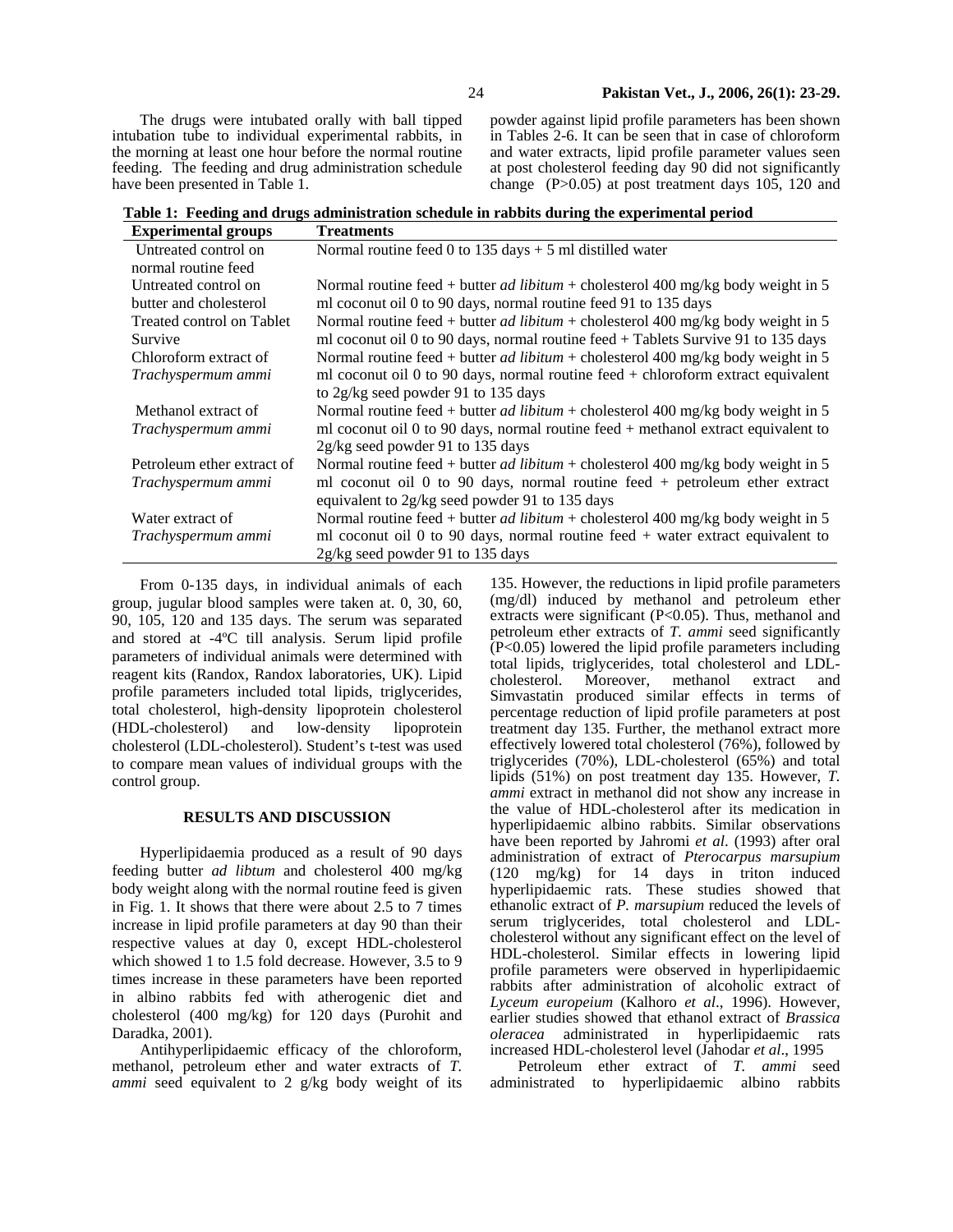The drugs were intubated orally with ball tipped intubation tube to individual experimental rabbits, in the morning at least one hour before the normal routine feeding. The feeding and drug administration schedule have been presented in Table 1.

**Table 1: Feeding and drugs administration schedule in rabbits during the experimental period**

| Experimental groups | Treatments |
|---|---|
| Untreated control on normal routine feed | Normal routine feed 0 to 135 days + 5 ml distilled water |
| Untreated control on butter and cholesterol | Normal routine feed + butter *ad libitum* + cholesterol 400 mg/kg body weight in 5 ml coconut oil 0 to 90 days, normal routine feed 91 to 135 days |
| Treated control on Tablet Survive | Normal routine feed + butter *ad libitum* + cholesterol 400 mg/kg body weight in 5 ml coconut oil 0 to 90 days, normal routine feed + Tablets Survive 91 to 135 days |
| Chloroform extract of *Trachyspermum ammi* | Normal routine feed + butter *ad libitum* + cholesterol 400 mg/kg body weight in 5 ml coconut oil 0 to 90 days, normal routine feed + chloroform extract equivalent to 2g/kg seed powder 91 to 135 days |
| Methanol extract of *Trachyspermum ammi* | Normal routine feed + butter *ad libitum* + cholesterol 400 mg/kg body weight in 5 ml coconut oil 0 to 90 days, normal routine feed + methanol extract equivalent to 2g/kg seed powder 91 to 135 days |
| Petroleum ether extract of *Trachyspermum ammi* | Normal routine feed + butter *ad libitum* + cholesterol 400 mg/kg body weight in 5 ml coconut oil 0 to 90 days, normal routine feed + petroleum ether extract equivalent to 2g/kg seed powder 91 to 135 days |
| Water extract of *Trachyspermum ammi* | Normal routine feed + butter *ad libitum* + cholesterol 400 mg/kg body weight in 5 ml coconut oil 0 to 90 days, normal routine feed + water extract equivalent to 2g/kg seed powder 91 to 135 days |

From 0-135 days, in individual animals of each group, jugular blood samples were taken at. 0, 30, 60, 90, 105, 120 and 135 days. The serum was separated and stored at -4ºC till analysis. Serum lipid profile parameters of individual animals were determined with reagent kits (Randox, Randox laboratories, UK). Lipid profile parameters included total lipids, triglycerides, total cholesterol, high-density lipoprotein cholesterol (HDL-cholesterol) and low-density lipoprotein cholesterol (LDL-cholesterol). Student's t-test was used to compare mean values of individual groups with the control group.

## RESULTS AND DISCUSSION

Hyperlipidaemia produced as a result of 90 days feeding butter *ad libtum* and cholesterol 400 mg/kg body weight along with the normal routine feed is given in Fig. 1. It shows that there were about 2.5 to 7 times increase in lipid profile parameters at day 90 than their respective values at day 0, except HDL-cholesterol which showed 1 to 1.5 fold decrease. However, 3.5 to 9 times increase in these parameters have been reported in albino rabbits fed with atherogenic diet and cholesterol (400 mg/kg) for 120 days (Purohit and Daradka, 2001).

Antihyperlipidaemic efficacy of the chloroform, methanol, petroleum ether and water extracts of *T. ammi* seed equivalent to 2 g/kg body weight of its powder against lipid profile parameters has been shown in Tables 2-6. It can be seen that in case of chloroform and water extracts, lipid profile parameter values seen at post cholesterol feeding day 90 did not significantly change ($P>0.05$) at post treatment days 105, 120 and 135. However, the reductions in lipid profile parameters (mg/dl) induced by methanol and petroleum ether extracts were significant ($P<0.05$). Thus, methanol and petroleum ether extracts of *T. ammi* seed significantly ($P<0.05$) lowered the lipid profile parameters including total lipids, triglycerides, total cholesterol and LDL-cholesterol. Moreover, methanol extract and Simvastatin produced similar effects in terms of percentage reduction of lipid profile parameters at post treatment day 135. Further, the methanol extract more effectively lowered total cholesterol (76%), followed by triglycerides (70%), LDL-cholesterol (65%) and total lipids (51%) on post treatment day 135. However, *T. ammi* extract in methanol did not show any increase in the value of HDL-cholesterol after its medication in hyperlipidaemic albino rabbits. Similar observations have been reported by Jahromi *et al*. (1993) after oral administration of extract of *Pterocarpus marsupium* (120 mg/kg) for 14 days in triton induced hyperlipidaemic rats. These studies showed that ethanolic extract of *P. marsupium* reduced the levels of serum triglycerides, total cholesterol and LDL-cholesterol without any significant effect on the level of HDL-cholesterol. Similar effects in lowering lipid profile parameters were observed in hyperlipidaemic rabbits after administration of alcoholic extract of *Lyceum europeium* (Kalhoro *et al*., 1996). However, earlier studies showed that ethanol extract of *Brassica oleracea* administrated in hyperlipidaemic rats increased HDL-cholesterol level (Jahodar *et al*., 1995

Petroleum ether extract of *T. ammi* seed administrated to hyperlipidaemic albino rabbits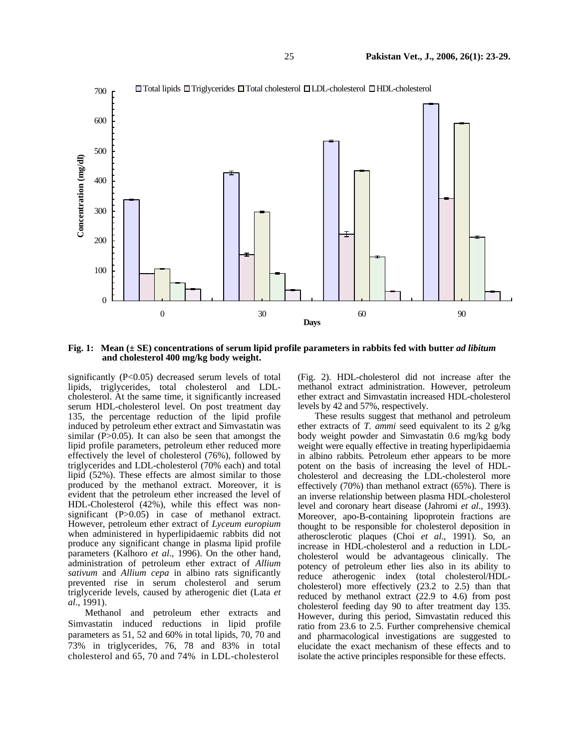700

600

500

400

300

200

100

0

Concentration (mg/dl)

□ Total lipids □ Triglycerides □ Total cholesterol □ LDL-cholesterol □ HDL-cholesterol

0 30 60 90

Days

**Fig. 1: Mean (± SE) concentrations of serum lipid profile parameters in rabbits fed with butter *ad libitum* and cholesterol 400 mg/kg body weight.**

significantly (P<0.05) decreased serum levels of total lipids, triglycerides, total cholesterol and LDL-cholesterol. At the same time, it significantly increased serum HDL-cholesterol level. On post treatment day 135, the percentage reduction of the lipid profile induced by petroleum ether extract and Simvastatin was similar (P>0.05). It can also be seen that amongst the lipid profile parameters, petroleum ether reduced more effectively the level of cholesterol (76%), followed by triglycerides and LDL-cholesterol (70% each) and total lipid (52%). These effects are almost similar to those produced by the methanol extract. Moreover, it is evident that the petroleum ether increased the level of HDL-Cholesterol (42%), while this effect was non-significant (P>0.05) in case of methanol extract. However, petroleum ether extract of *Lyceum europium* when administered in hyperlipidaemic rabbits did not produce any significant change in plasma lipid profile parameters (Kalhoro *et al*., 1996). On the other hand, administration of petroleum ether extract of *Allium sativum* and *Allium cepa* in albino rats significantly prevented rise in serum cholesterol and serum triglyceride levels, caused by atherogenic diet (Lata *et al*., 1991).

Methanol and petroleum ether extracts and Simvastatin induced reductions in lipid profile parameters as 51, 52 and 60% in total lipids, 70, 70 and 73% in triglycerides, 76, 78 and 83% in total cholesterol and 65, 70 and 74% in LDL-cholesterol (Fig. 2). HDL-cholesterol did not increase after the methanol extract administration. However, petroleum ether extract and Simvastatin increased HDL-cholesterol levels by 42 and 57%, respectively.

These results suggest that methanol and petroleum ether extracts of *T. ammi* seed equivalent to its 2 g/kg body weight powder and Simvastatin 0.6 mg/kg body weight were equally effective in treating hyperlipidaemia in albino rabbits. Petroleum ether appears to be more potent on the basis of increasing the level of HDL-cholesterol and decreasing the LDL-cholesterol more effectively (70%) than methanol extract (65%). There is an inverse relationship between plasma HDL-cholesterol level and coronary heart disease (Jahromi *et al*., 1993). Moreover, apo-B-containing lipoprotein fractions are thought to be responsible for cholesterol deposition in atherosclerotic plaques (Choi *et al*., 1991). So, an increase in HDL-cholesterol and a reduction in LDL-cholesterol would be advantageous clinically. The potency of petroleum ether lies also in its ability to reduce atherogenic index (total cholesterol/HDL-cholesterol) more effectively (23.2 to 2.5) than that reduced by methanol extract (22.9 to 4.6) from post cholesterol feeding day 90 to after treatment day 135. However, during this period, Simvastatin reduced this ratio from 23.6 to 2.5. Further comprehensive chemical and pharmacological investigations are suggested to elucidate the exact mechanism of these effects and to isolate the active principles responsible for these effects.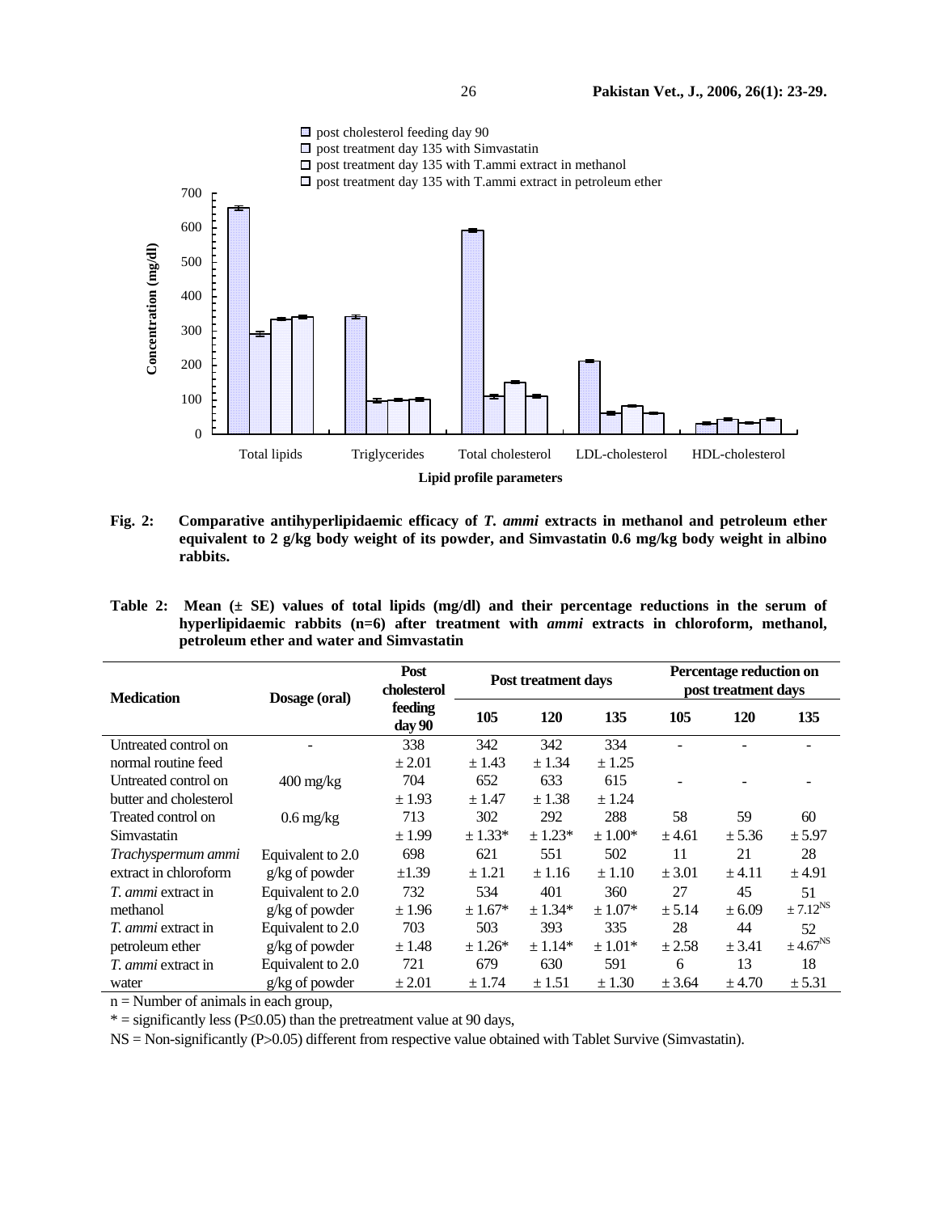post cholesterol feeding day 90
post treatment day 135 with Simvastatin
post treatment day 135 with T.ammi extract in methanol
post treatment day 135 with T.ammi extract in petroleum ether

Concentration (mg/dl)

0
100
200
300
400
500
600
700

Total lipids
Triglycerides
Total cholesterol
LDL-cholesterol
HDL-cholesterol

Lipid profile parameters

**Fig. 2: Comparative antihyperlipidaemic efficacy of *T. ammi* extracts in methanol and petroleum ether equivalent to 2 g/kg body weight of its powder, and Simvastatin 0.6 mg/kg body weight in albino rabbits.**

**Table 2: Mean (± SE) values of total lipids (mg/dl) and their percentage reductions in the serum of hyperlipidaemic rabbits (n=6) after treatment with *ammi* extracts in chloroform, methanol, petroleum ether and water and Simvastatin**

| Medication | Dosage (oral) | Post cholesterol feeding day 90 | Post treatment days | | | Percentage reduction on post treatment days | | |
|---|---|---|---|---|---|---|---|---|
| | | | 105 | 120 | 135 | 105 | 120 | 135 |
| Untreated control on normal routine feed | - | 338 ± 2.01 | 342 ± 1.43 | 342 ± 1.34 | 334 ± 1.25 | - | - | - |
| Untreated control on butter and cholesterol | 400 mg/kg | 704 ± 1.93 | 652 ± 1.47 | 633 ± 1.38 | 615 ± 1.24 | - | - | - |
| Treated control on Simvastatin | 0.6 mg/kg | 713 ± 1.99 | 302 ± 1.33* | 292 ± 1.23* | 288 ± 1.00* | 58 ± 4.61 | 59 ± 5.36 | 60 ± 5.97 |
| *Trachyspermum ammi* extract in chloroform | Equivalent to 2.0 g/kg of powder | 698 ±1.39 | 621 ± 1.21 | 551 ± 1.16 | 502 ± 1.10 | 11 ± 3.01 | 21 ± 4.11 | 28 ± 4.91 |
| *T. ammi* extract in methanol | Equivalent to 2.0 g/kg of powder | 732 ± 1.96 | 534 ± 1.67* | 401 ± 1.34* | 360 ± 1.07* | 27 ± 5.14 | 45 ± 6.09 | 51 ± 7.12[NS] |
| *T. ammi* extract in petroleum ether | Equivalent to 2.0 g/kg of powder | 703 ± 1.48 | 503 ± 1.26* | 393 ± 1.14* | 335 ± 1.01* | 28 ± 2.58 | 44 ± 3.41 | 52 ± 4.67[NS] |
| *T. ammi* extract in water | Equivalent to 2.0 g/kg of powder | 721 ± 2.01 | 679 ± 1.74 | 630 ± 1.51 | 591 ± 1.30 | 6 ± 3.64 | 13 ± 4.70 | 18 ± 5.31 |

n = Number of animals in each group,

\* = significantly less ($P \leq 0.05$) than the pretreatment value at 90 days,

NS = Non-significantly ($P > 0.05$) different from respective value obtained with Tablet Survive (Simvastatin).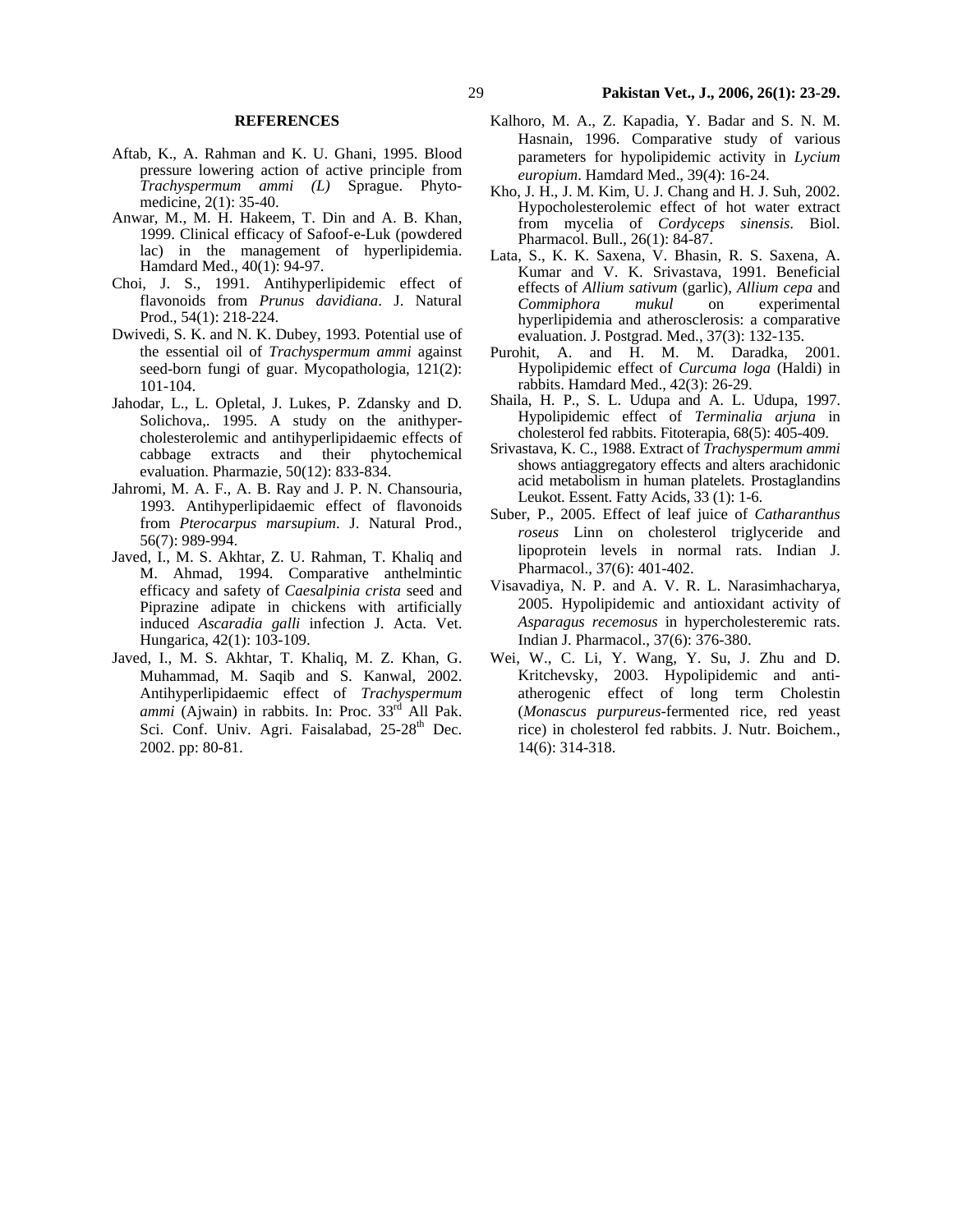## REFERENCES

Aftab, K., A. Rahman and K. U. Ghani, 1995. Blood pressure lowering action of active principle from *Trachyspermum ammi (L)* Sprague. Phytomedicine, 2(1): 35-40.

Anwar, M., M. H. Hakeem, T. Din and A. B. Khan, 1999. Clinical efficacy of Safoof-e-Luk (powdered lac) in the management of hyperlipidemia. Hamdard Med., 40(1): 94-97.

Choi, J. S., 1991. Antihyperlipidemic effect of flavonoids from *Prunus davidiana*. J. Natural Prod., 54(1): 218-224.

Dwivedi, S. K. and N. K. Dubey, 1993. Potential use of the essential oil of *Trachyspermum ammi* against seed-born fungi of guar. Mycopathologia, 121(2): 101-104.

Jahodar, L., L. Opletal, J. Lukes, P. Zdansky and D. Solichova,. 1995. A study on the anithyper-cholesterolemic and antihyperlipidaemic effects of cabbage extracts and their phytochemical evaluation. Pharmazie, 50(12): 833-834.

Jahromi, M. A. F., A. B. Ray and J. P. N. Chansouria, 1993. Antihyperlipidaemic effect of flavonoids from *Pterocarpus marsupium*. J. Natural Prod., 56(7): 989-994.

Javed, I., M. S. Akhtar, Z. U. Rahman, T. Khaliq and M. Ahmad, 1994. Comparative anthelmintic efficacy and safety of *Caesalpinia crista* seed and Piprazine adipate in chickens with artificially induced *Ascaradia galli* infection J. Acta. Vet. Hungarica, 42(1): 103-109.

Javed, I., M. S. Akhtar, T. Khaliq, M. Z. Khan, G. Muhammad, M. Saqib and S. Kanwal, 2002. Antihyperlipidaemic effect of *Trachyspermum ammi* (Ajwain) in rabbits. In: Proc. 33rd All Pak. Sci. Conf. Univ. Agri. Faisalabad, 25-28th Dec. 2002. pp: 80-81.

Kalhoro, M. A., Z. Kapadia, Y. Badar and S. N. M. Hasnain, 1996. Comparative study of various parameters for hypolipidemic activity in *Lycium europium*. Hamdard Med., 39(4): 16-24.

Kho, J. H., J. M. Kim, U. J. Chang and H. J. Suh, 2002. Hypocholesterolemic effect of hot water extract from mycelia of *Cordyceps sinensis*. Biol. Pharmacol. Bull., 26(1): 84-87.

Lata, S., K. K. Saxena, V. Bhasin, R. S. Saxena, A. Kumar and V. K. Srivastava, 1991. Beneficial effects of *Allium sativum* (garlic), *Allium cepa* and *Commiphora mukul* on experimental hyperlipidemia and atherosclerosis: a comparative evaluation. J. Postgrad. Med., 37(3): 132-135.

Purohit, A. and H. M. M. Daradka, 2001. Hypolipidemic effect of *Curcuma loga* (Haldi) in rabbits. Hamdard Med., 42(3): 26-29.

Shaila, H. P., S. L. Udupa and A. L. Udupa, 1997. Hypolipidemic effect of *Terminalia arjuna* in cholesterol fed rabbits. Fitoterapia, 68(5): 405-409.

Srivastava, K. C., 1988. Extract of *Trachyspermum ammi* shows antiaggregatory effects and alters arachidonic acid metabolism in human platelets. Prostaglandins Leukot. Essent. Fatty Acids, 33 (1): 1-6.

Suber, P., 2005. Effect of leaf juice of *Catharanthus roseus* Linn on cholesterol triglyceride and lipoprotein levels in normal rats. Indian J. Pharmacol., 37(6): 401-402.

Visavadiya, N. P. and A. V. R. L. Narasimhacharya, 2005. Hypolipidemic and antioxidant activity of *Asparagus recemosus* in hypercholesteremic rats. Indian J. Pharmacol., 37(6): 376-380.

Wei, W., C. Li, Y. Wang, Y. Su, J. Zhu and D. Kritchevsky, 2003. Hypolipidemic and anti-atherogenic effect of long term Cholestin (*Monascus purpureus*-fermented rice, red yeast rice) in cholesterol fed rabbits. J. Nutr. Boichem., 14(6): 314-318.